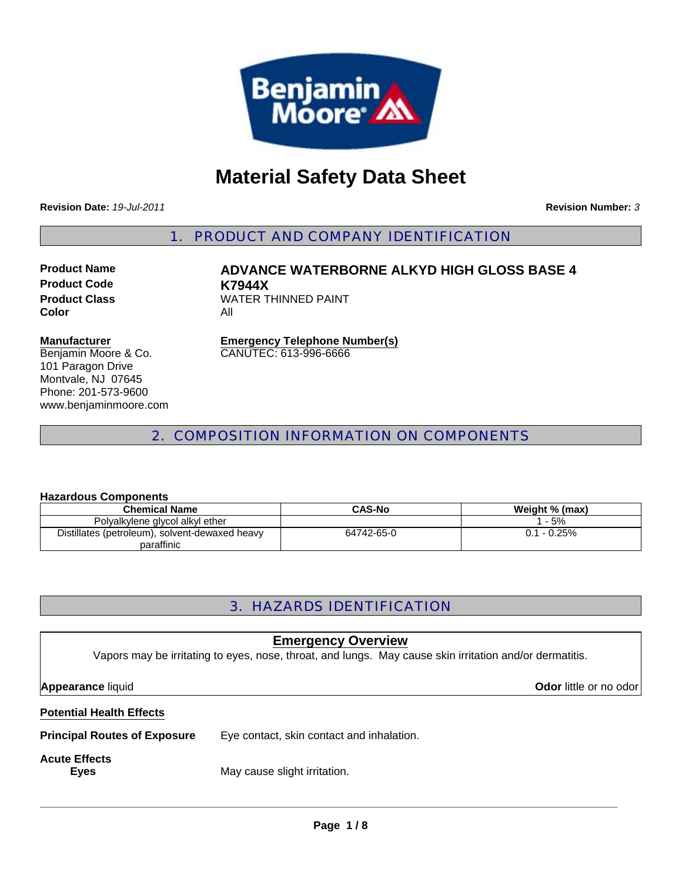# Material Safety Data Sheet

**Revision Date:** *19-Jul-2011*

**Revision Number:** *3*

## 1. PRODUCT AND COMPANY IDENTIFICATION

**Product Name** **ADVANCE WATERBORNE ALKYD HIGH GLOSS BASE 4**
**Product Code** **K7944X**
**Product Class** WATER THINNED PAINT
**Color** All

**Manufacturer**
Benjamin Moore & Co.
101 Paragon Drive
Montvale, NJ 07645
Phone: 201-573-9600
www.benjaminmoore.com

**Emergency Telephone Number(s)**
CANUTEC: 613-996-6666

## 2. COMPOSITION INFORMATION ON COMPONENTS

**Hazardous Components**

| Chemical Name | CAS-No | Weight % (max) |
|---|---|---|
| Polyalkylene glycol alkyl ether | | 1 - 5% |
| Distillates (petroleum), solvent-dewaxed heavy paraffinic | 64742-65-0 | 0.1 - 0.25% |

## 3. HAZARDS IDENTIFICATION

**Emergency Overview**

Vapors may be irritating to eyes, nose, throat, and lungs. May cause skin irritation and/or dermatitis.

**Appearance** liquid

**Odor** little or no odor

**Potential Health Effects**

**Principal Routes of Exposure** Eye contact, skin contact and inhalation.

**Acute Effects**

**Eyes** May cause slight irritation.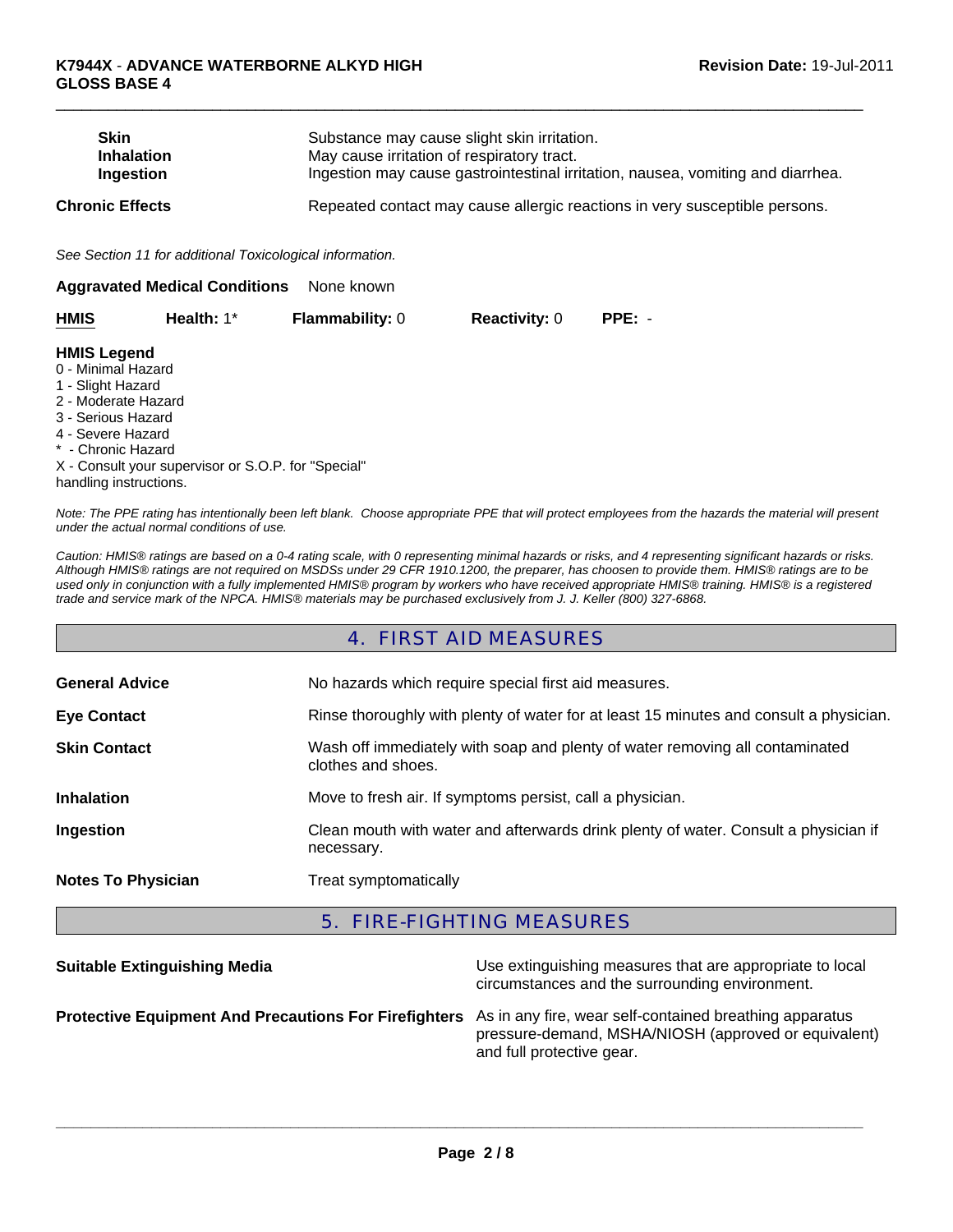| | |
|---|---|
| **Skin** | Substance may cause slight skin irritation. |
| **Inhalation** | May cause irritation of respiratory tract. |
| **Ingestion** | Ingestion may cause gastrointestinal irritation, nausea, vomiting and diarrhea. |

**Chronic Effects** Repeated contact may cause allergic reactions in very susceptible persons.

*See Section 11 for additional Toxicological information.*

**Aggravated Medical Conditions** None known

| **HMIS** | **Health:** 1* | **Flammability:** 0 | **Reactivity:** 0 | **PPE:** - |
|---|---|---|---|---|

**HMIS Legend**

0 - Minimal Hazard
1 - Slight Hazard
2 - Moderate Hazard
3 - Serious Hazard
4 - Severe Hazard
* - Chronic Hazard
X - Consult your supervisor or S.O.P. for "Special" handling instructions.

*Note: The PPE rating has intentionally been left blank. Choose appropriate PPE that will protect employees from the hazards the material will present under the actual normal conditions of use.*

*Caution: HMIS® ratings are based on a 0-4 rating scale, with 0 representing minimal hazards or risks, and 4 representing significant hazards or risks. Although HMIS® ratings are not required on MSDSs under 29 CFR 1910.1200, the preparer, has choosen to provide them. HMIS® ratings are to be used only in conjunction with a fully implemented HMIS® program by workers who have received appropriate HMIS® training. HMIS® is a registered trade and service mark of the NPCA. HMIS® materials may be purchased exclusively from J. J. Keller (800) 327-6868.*

## 4. FIRST AID MEASURES

**General Advice** No hazards which require special first aid measures.

**Eye Contact** Rinse thoroughly with plenty of water for at least 15 minutes and consult a physician.

**Skin Contact** Wash off immediately with soap and plenty of water removing all contaminated clothes and shoes.

**Inhalation** Move to fresh air. If symptoms persist, call a physician.

**Ingestion** Clean mouth with water and afterwards drink plenty of water. Consult a physician if necessary.

**Notes To Physician** Treat symptomatically

## 5. FIRE-FIGHTING MEASURES

**Suitable Extinguishing Media** Use extinguishing measures that are appropriate to local circumstances and the surrounding environment.

**Protective Equipment And Precautions For Firefighters** As in any fire, wear self-contained breathing apparatus pressure-demand, MSHA/NIOSH (approved or equivalent) and full protective gear.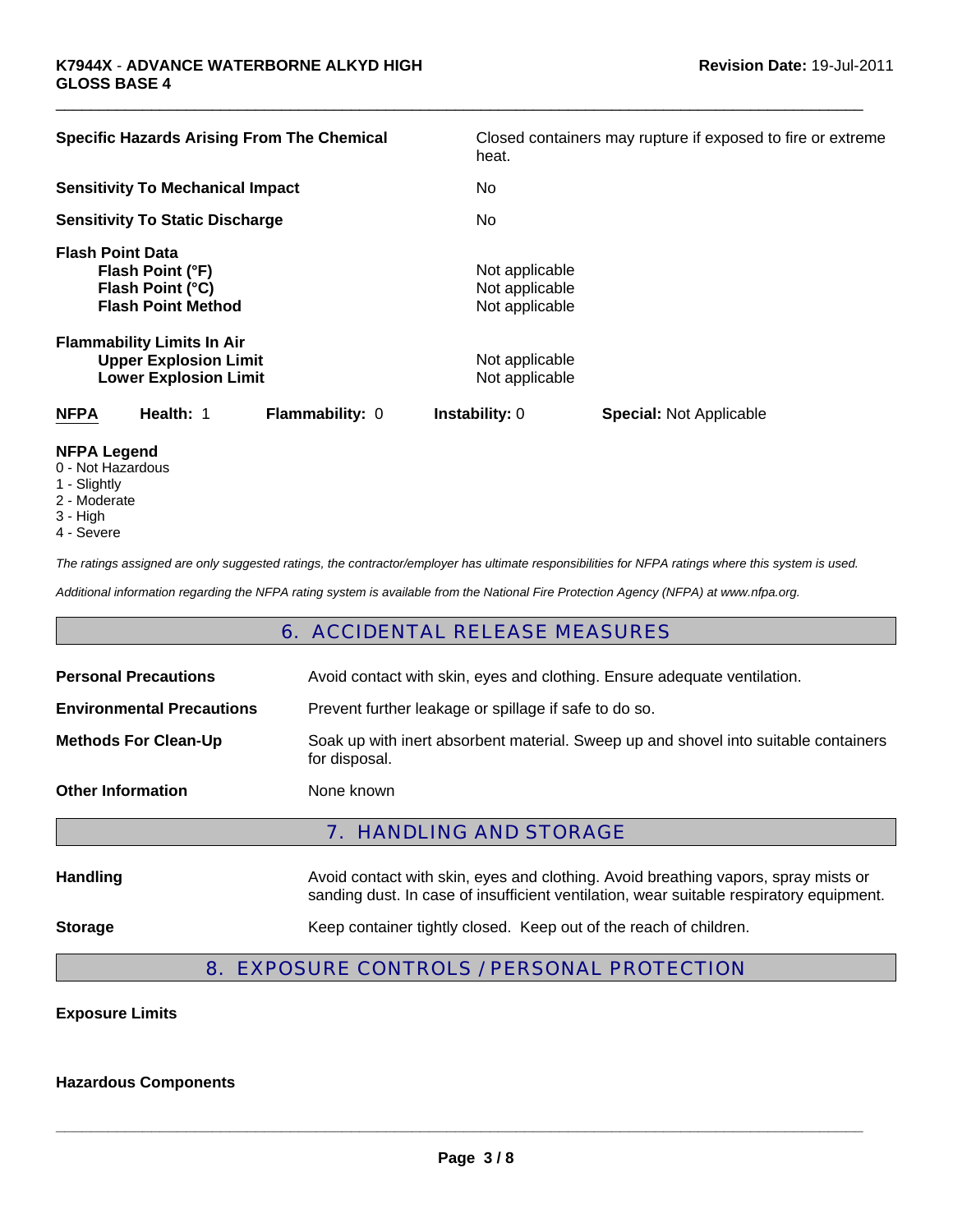| | |
|---|---|
| **Specific Hazards Arising From The Chemical** | Closed containers may rupture if exposed to fire or extreme heat. |
| **Sensitivity To Mechanical Impact** | No |
| **Sensitivity To Static Discharge** | No |

**Flash Point Data**

| | |
|---|---|
| **Flash Point (°F)** | Not applicable |
| **Flash Point (°C)** | Not applicable |
| **Flash Point Method** | Not applicable |

**Flammability Limits In Air**

| | |
|---|---|
| **Upper Explosion Limit** | Not applicable |
| **Lower Explosion Limit** | Not applicable |

| **NFPA** | **Health:** 1 | **Flammability:** 0 | **Instability:** 0 | **Special:** Not Applicable |
|---|---|---|---|---|

**NFPA Legend**

0 - Not Hazardous
1 - Slightly
2 - Moderate
3 - High
4 - Severe

*The ratings assigned are only suggested ratings, the contractor/employer has ultimate responsibilities for NFPA ratings where this system is used.*

*Additional information regarding the NFPA rating system is available from the National Fire Protection Agency (NFPA) at www.nfpa.org.*

## 6. ACCIDENTAL RELEASE MEASURES

| | |
|---|---|
| **Personal Precautions** | Avoid contact with skin, eyes and clothing. Ensure adequate ventilation. |
| **Environmental Precautions** | Prevent further leakage or spillage if safe to do so. |
| **Methods For Clean-Up** | Soak up with inert absorbent material. Sweep up and shovel into suitable containers for disposal. |
| **Other Information** | None known |

## 7. HANDLING AND STORAGE

| | |
|---|---|
| **Handling** | Avoid contact with skin, eyes and clothing. Avoid breathing vapors, spray mists or sanding dust. In case of insufficient ventilation, wear suitable respiratory equipment. |
| **Storage** | Keep container tightly closed. Keep out of the reach of children. |

## 8. EXPOSURE CONTROLS / PERSONAL PROTECTION

**Exposure Limits**

**Hazardous Components**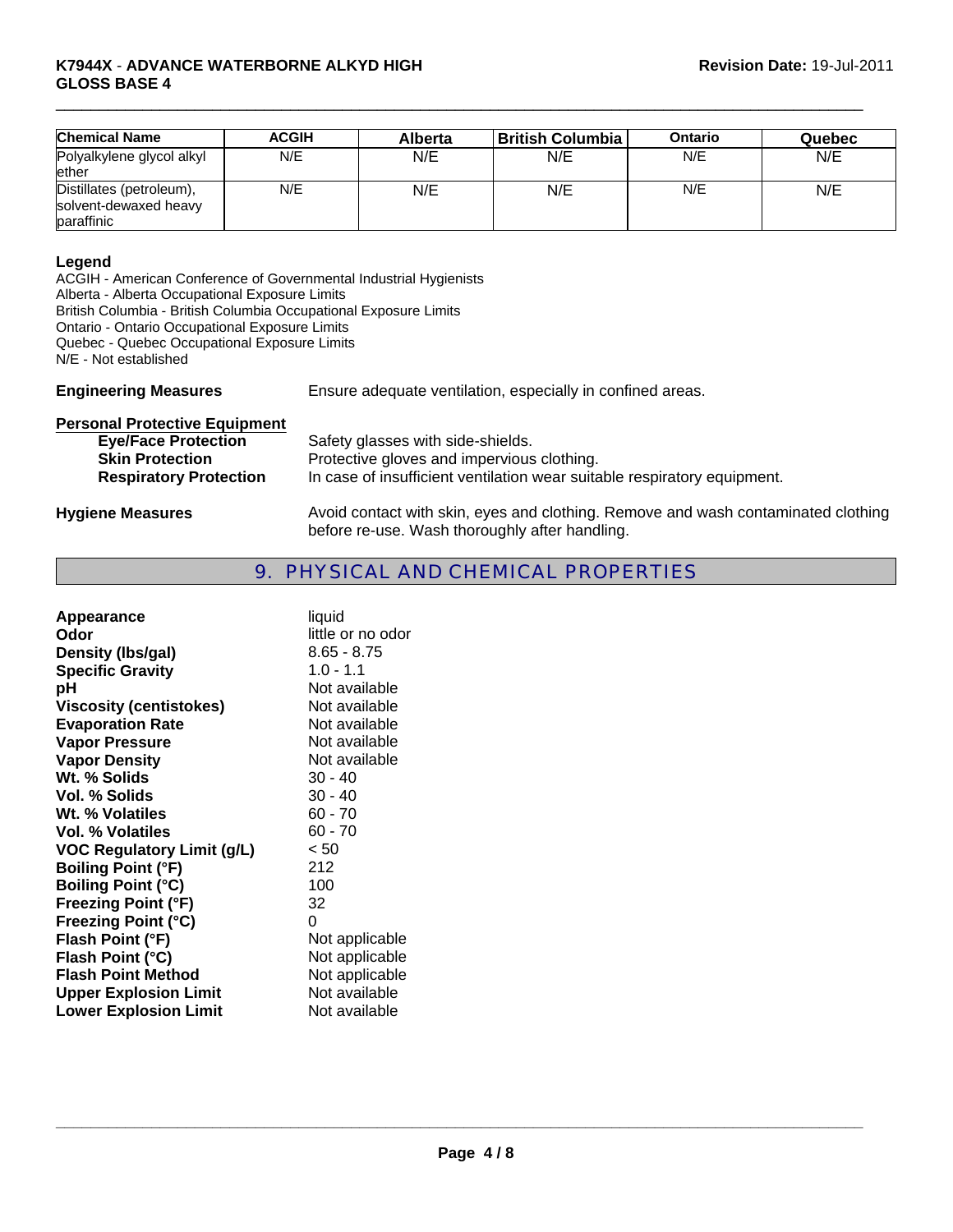| Chemical Name | ACGIH | Alberta | British Columbia | Ontario | Quebec |
|---|---|---|---|---|---|
| Polyalkylene glycol alkyl ether | N/E | N/E | N/E | N/E | N/E |
| Distillates (petroleum), solvent-dewaxed heavy paraffinic | N/E | N/E | N/E | N/E | N/E |

**Legend**
ACGIH - American Conference of Governmental Industrial Hygienists
Alberta - Alberta Occupational Exposure Limits
British Columbia - British Columbia Occupational Exposure Limits
Ontario - Ontario Occupational Exposure Limits
Quebec - Quebec Occupational Exposure Limits
N/E - Not established

**Engineering Measures** Ensure adequate ventilation, especially in confined areas.

**Personal Protective Equipment**

- **Eye/Face Protection** Safety glasses with side-shields.
- **Skin Protection** Protective gloves and impervious clothing.
- **Respiratory Protection** In case of insufficient ventilation wear suitable respiratory equipment.

**Hygiene Measures** Avoid contact with skin, eyes and clothing. Remove and wash contaminated clothing before re-use. Wash thoroughly after handling.

## 9. PHYSICAL AND CHEMICAL PROPERTIES

| | |
|---|---|
| **Appearance** | liquid |
| **Odor** | little or no odor |
| **Density (lbs/gal)** | 8.65 - 8.75 |
| **Specific Gravity** | 1.0 - 1.1 |
| **pH** | Not available |
| **Viscosity (centistokes)** | Not available |
| **Evaporation Rate** | Not available |
| **Vapor Pressure** | Not available |
| **Vapor Density** | Not available |
| **Wt. % Solids** | 30 - 40 |
| **Vol. % Solids** | 30 - 40 |
| **Wt. % Volatiles** | 60 - 70 |
| **Vol. % Volatiles** | 60 - 70 |
| **VOC Regulatory Limit (g/L)** | < 50 |
| **Boiling Point (°F)** | 212 |
| **Boiling Point (°C)** | 100 |
| **Freezing Point (°F)** | 32 |
| **Freezing Point (°C)** | 0 |
| **Flash Point (°F)** | Not applicable |
| **Flash Point (°C)** | Not applicable |
| **Flash Point Method** | Not applicable |
| **Upper Explosion Limit** | Not available |
| **Lower Explosion Limit** | Not available |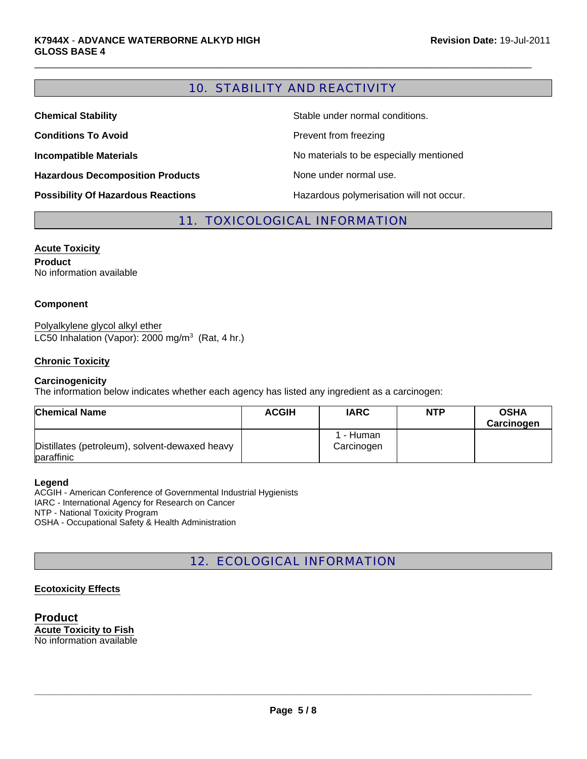## 10. STABILITY AND REACTIVITY

**Chemical Stability** Stable under normal conditions.

**Conditions To Avoid** Prevent from freezing

**Incompatible Materials** No materials to be especially mentioned

**Hazardous Decomposition Products** None under normal use.

**Possibility Of Hazardous Reactions** Hazardous polymerisation will not occur.

## 11. TOXICOLOGICAL INFORMATION

**Acute Toxicity**

**Product**
No information available

**Component**

Polyalkylene glycol alkyl ether
LC50 Inhalation (Vapor): 2000 mg/$m^3$ (Rat, 4 hr.)

**Chronic Toxicity**

**Carcinogenicity**
The information below indicates whether each agency has listed any ingredient as a carcinogen:

| Chemical Name | ACGIH | IARC | NTP | OSHA Carcinogen |
|---|---|---|---|---|
| Distillates (petroleum), solvent-dewaxed heavy paraffinic | | 1 - Human Carcinogen | | |

**Legend**
ACGIH - American Conference of Governmental Industrial Hygienists
IARC - International Agency for Research on Cancer
NTP - National Toxicity Program
OSHA - Occupational Safety & Health Administration

## 12. ECOLOGICAL INFORMATION

**Ecotoxicity Effects**

### Product

**Acute Toxicity to Fish**
No information available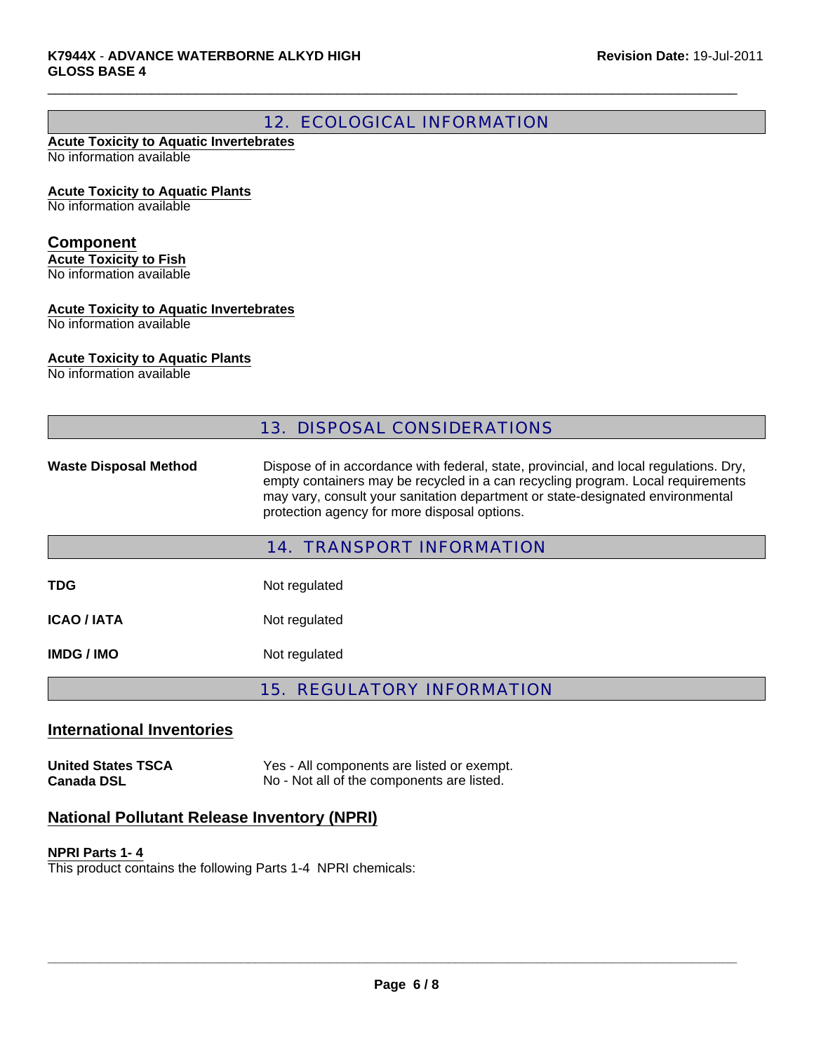## 12. ECOLOGICAL INFORMATION

**Acute Toxicity to Aquatic Invertebrates**
No information available

**Acute Toxicity to Aquatic Plants**
No information available

### Component

**Acute Toxicity to Fish**
No information available

**Acute Toxicity to Aquatic Invertebrates**
No information available

**Acute Toxicity to Aquatic Plants**
No information available

## 13. DISPOSAL CONSIDERATIONS

| | |
|---|---|
| **Waste Disposal Method** | Dispose of in accordance with federal, state, provincial, and local regulations. Dry, empty containers may be recycled in a can recycling program. Local requirements may vary, consult your sanitation department or state-designated environmental protection agency for more disposal options. |

## 14. TRANSPORT INFORMATION

| | |
|---|---|
| **TDG** | Not regulated |
| **ICAO / IATA** | Not regulated |
| **IMDG / IMO** | Not regulated |

## 15. REGULATORY INFORMATION

### International Inventories

| | |
|---|---|
| **United States TSCA** | Yes - All components are listed or exempt. |
| **Canada DSL** | No - Not all of the components are listed. |

### National Pollutant Release Inventory (NPRI)

**NPRI Parts 1- 4**
This product contains the following Parts 1-4 NPRI chemicals: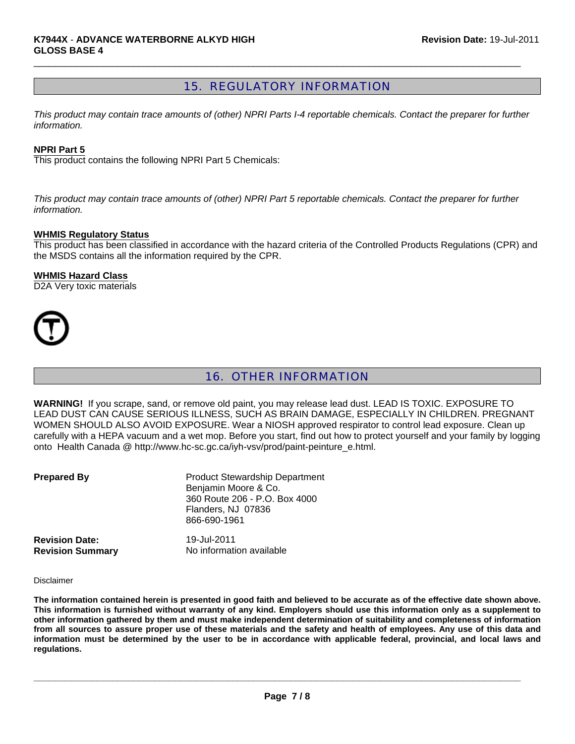## 15. REGULATORY INFORMATION

*This product may contain trace amounts of (other) NPRI Parts I-4 reportable chemicals. Contact the preparer for further information.*

**NPRI Part 5**

This product contains the following NPRI Part 5 Chemicals:

*This product may contain trace amounts of (other) NPRI Part 5 reportable chemicals. Contact the preparer for further information.*

**WHMIS Regulatory Status**

This product has been classified in accordance with the hazard criteria of the Controlled Products Regulations (CPR) and the MSDS contains all the information required by the CPR.

**WHMIS Hazard Class**

D2A Very toxic materials

## 16. OTHER INFORMATION

**WARNING!** If you scrape, sand, or remove old paint, you may release lead dust. LEAD IS TOXIC. EXPOSURE TO LEAD DUST CAN CAUSE SERIOUS ILLNESS, SUCH AS BRAIN DAMAGE, ESPECIALLY IN CHILDREN. PREGNANT WOMEN SHOULD ALSO AVOID EXPOSURE. Wear a NIOSH approved respirator to control lead exposure. Clean up carefully with a HEPA vacuum and a wet mop. Before you start, find out how to protect yourself and your family by logging onto Health Canada @ http://www.hc-sc.gc.ca/iyh-vsv/prod/paint-peinture_e.html.

**Prepared By**
Product Stewardship Department
Benjamin Moore & Co.
360 Route 206 - P.O. Box 4000
Flanders, NJ 07836
866-690-1961

**Revision Date:** 19-Jul-2011
**Revision Summary** No information available

Disclaimer

**The information contained herein is presented in good faith and believed to be accurate as of the effective date shown above. This information is furnished without warranty of any kind. Employers should use this information only as a supplement to other information gathered by them and must make independent determination of suitability and completeness of information from all sources to assure proper use of these materials and the safety and health of employees. Any use of this data and information must be determined by the user to be in accordance with applicable federal, provincial, and local laws and regulations.**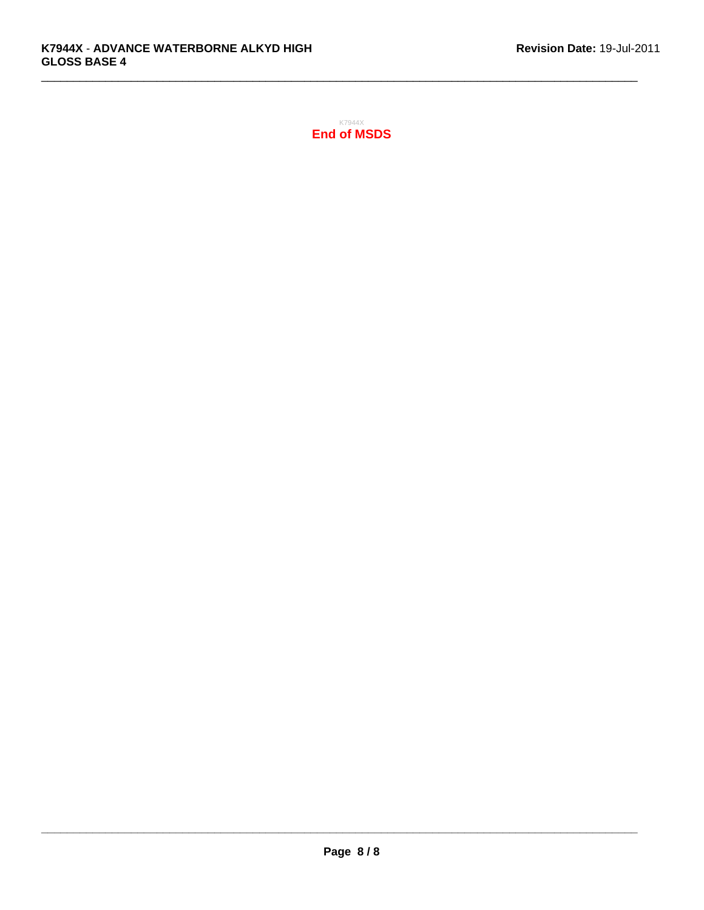K7944X

**End of MSDS**